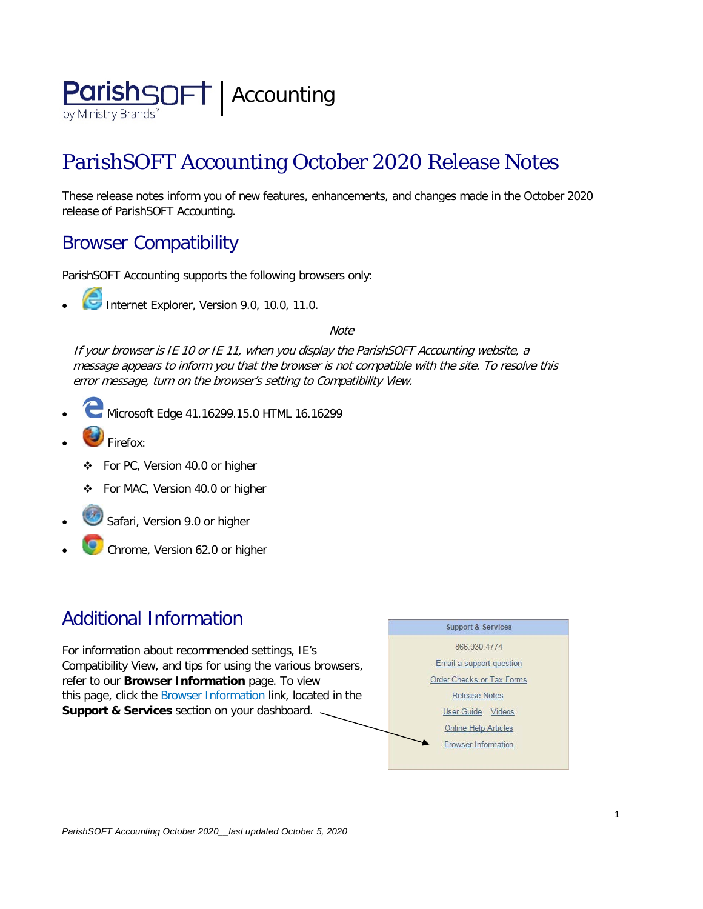ParishSOFT by Ministry Brands | Accounting

# ParishSOFT Accounting October 2020 Release Notes

These release notes inform you of new features, enhancements, and changes made in the October 2020 release of ParishSOFT Accounting.

## Browser Compatibility

ParishSOFT Accounting supports the following browsers only:

- Internet Explorer, Version 9.0, 10.0, 11.0.

  *Note*

  *If your browser is IE 10 or IE 11, when you display the ParishSOFT Accounting website, a message appears to inform you that the browser is not compatible with the site. To resolve this error message, turn on the browser's setting to Compatibility View.*

- Microsoft Edge 41.16299.15.0 HTML 16.16299
- Firefox:
  - For PC, Version 40.0 or higher
  - For MAC, Version 40.0 or higher
- Safari, Version 9.0 or higher
- Chrome, Version 62.0 or higher

## Additional Information

For information about recommended settings, IE's Compatibility View, and tips for using the various browsers, refer to our **Browser Information** page. To view this page, click the Browser Information link, located in the **Support & Services** section on your dashboard.

**Support & Services**

866.930.4774

Email a support question

Order Checks or Tax Forms

Release Notes

User Guide Videos

Online Help Articles

Browser Information

*ParishSOFT Accounting October 2020__last updated October 5, 2020*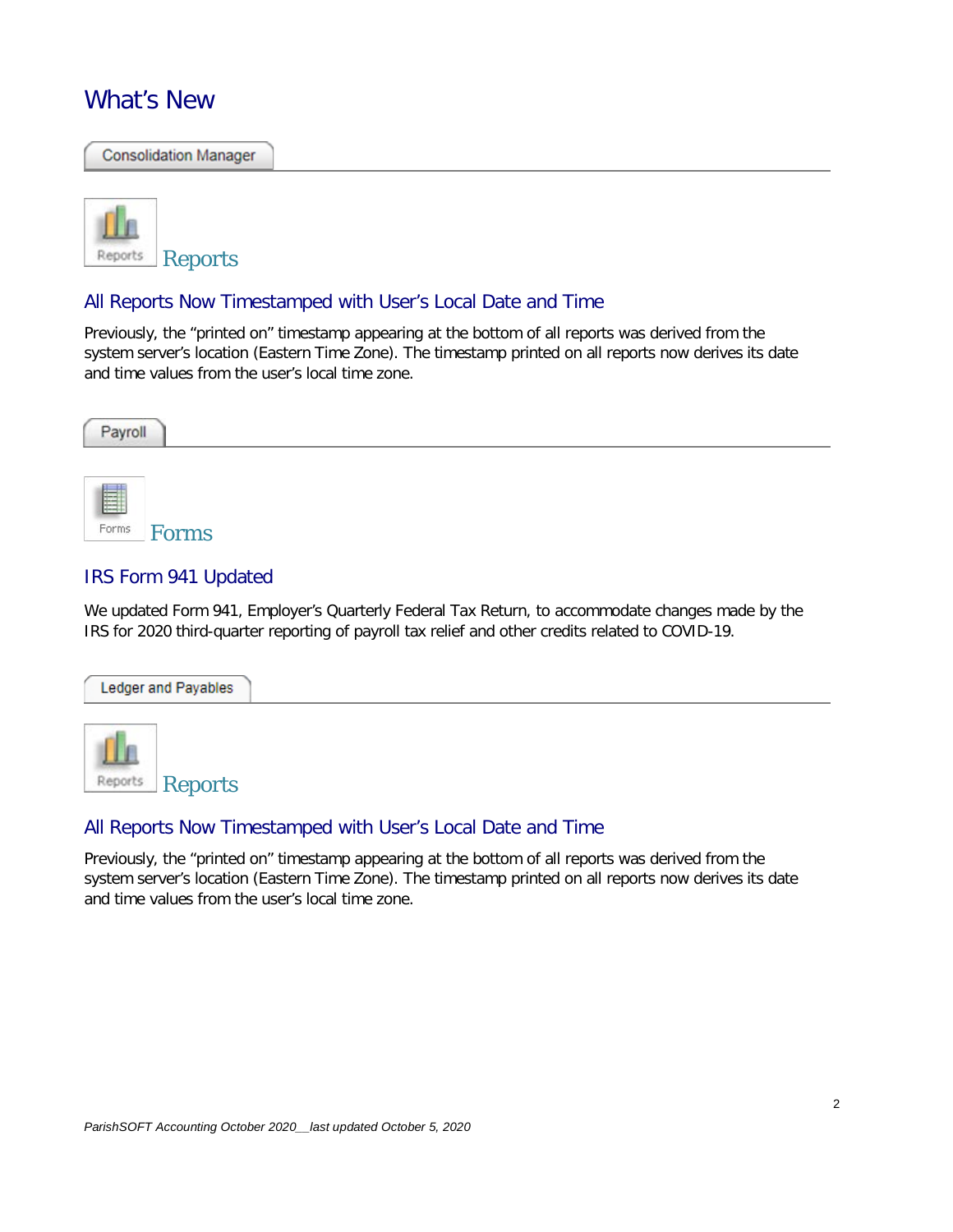# What's New

## Consolidation Manager

### Reports

#### All Reports Now Timestamped with User's Local Date and Time

Previously, the "printed on" timestamp appearing at the bottom of all reports was derived from the system server's location (Eastern Time Zone). The timestamp printed on all reports now derives its date and time values from the user's local time zone.

## Payroll

### Forms

#### IRS Form 941 Updated

We updated Form 941, Employer's Quarterly Federal Tax Return, to accommodate changes made by the IRS for 2020 third-quarter reporting of payroll tax relief and other credits related to COVID-19.

## Ledger and Payables

### Reports

#### All Reports Now Timestamped with User's Local Date and Time

Previously, the "printed on" timestamp appearing at the bottom of all reports was derived from the system server's location (Eastern Time Zone). The timestamp printed on all reports now derives its date and time values from the user's local time zone.